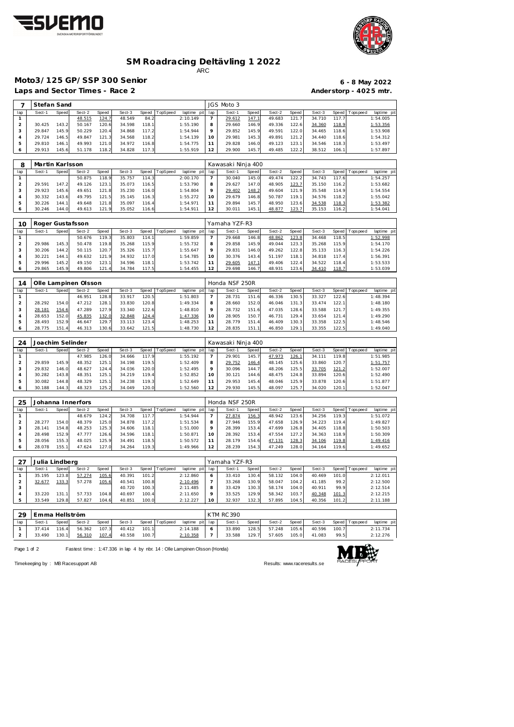# SM Roadracing Deltävling 1 2022

ARC

## Moto3/125 GP/SSP 300 Senior

**6 - 8 May 2022**

**Laps and Sector Times - Race 2**

**Anderstorp - 4025 mtr.**

| 7 | Stefan Sand | | | | | | | | JGS Moto 3 | | | | | | | | |
|---|---|---|---|---|---|---|---|---|---|---|---|---|---|---|---|---|---|
| lap | Sect-1 | Speed | Sect-2 | Speed | Sect-3 | Speed | TopSpeed | laptime pit | lap | Sect-1 | Speed | Sect-2 | Speed | Sect-3 | Speed | Topspeed | laptime pit |
| 1 | | | 48.515 | 124.7 | 48.549 | 84.2 | | 2:10.149 | 7 | 29.612 | 147.1 | 49.683 | 121.7 | 34.710 | 117.7 | | 1:54.005 |
| 2 | 30.425 | 143.2 | 50.167 | 120.6 | 34.598 | 118.1 | | 1:55.190 | 8 | 29.660 | 146.9 | 49.336 | 122.6 | 34.360 | 118.9 | | 1:53.356 |
| 3 | 29.847 | 145.9 | 50.229 | 120.4 | 34.868 | 117.2 | | 1:54.944 | 9 | 29.852 | 145.9 | 49.591 | 122.0 | 34.465 | 118.6 | | 1:53.908 |
| 4 | 29.724 | 146.5 | 49.847 | 121.3 | 34.568 | 118.2 | | 1:54.139 | 10 | 29.981 | 145.3 | 49.891 | 121.2 | 34.440 | 118.6 | | 1:54.312 |
| 5 | 29.810 | 146.1 | 49.993 | 121.0 | 34.972 | 116.8 | | 1:54.775 | 11 | 29.828 | 146.0 | 49.123 | 123.1 | 34.546 | 118.3 | | 1:53.497 |
| 6 | 29.913 | 145.6 | 51.178 | 118.2 | 34.828 | 117.3 | | 1:55.919 | 12 | 29.900 | 145.7 | 49.485 | 122.2 | 38.512 | 106.1 | | 1:57.897 |

| 8 | Martin Karlsson | | | | | | | | Kawasaki Ninja 400 | | | | | | | | |
|---|---|---|---|---|---|---|---|---|---|---|---|---|---|---|---|---|---|
| lap | Sect-1 | Speed | Sect-2 | Speed | Sect-3 | Speed | TopSpeed | laptime pit | lap | Sect-1 | Speed | Sect-2 | Speed | Sect-3 | Speed | Topspeed | laptime pit |
| 1 | | | 50.875 | 118.9 | 35.757 | 114.3 | | 2:00.170 | 7 | 30.040 | 145.0 | 49.474 | 122.2 | 34.743 | 117.6 | | 1:54.257 |
| 2 | 29.591 | 147.2 | 49.126 | 123.1 | 35.073 | 116.5 | | 1:53.790 | 8 | 29.627 | 147.0 | 48.905 | 123.7 | 35.150 | 116.2 | | 1:53.682 |
| 3 | 29.923 | 145.6 | 49.651 | 121.8 | 35.230 | 116.0 | | 1:54.804 | 9 | 29.402 | 148.2 | 49.604 | 121.9 | 35.548 | 114.9 | | 1:54.554 |
| 4 | 30.332 | 143.6 | 49.795 | 121.5 | 35.145 | 116.3 | | 1:55.272 | 10 | 29.679 | 146.8 | 50.787 | 119.1 | 34.576 | 118.2 | | 1:55.042 |
| 5 | 30.226 | 144.1 | 49.648 | 121.8 | 35.097 | 116.4 | | 1:54.971 | 11 | 29.894 | 145.7 | 48.950 | 123.6 | 34.538 | 118.3 | | 1:53.382 |
| 6 | 30.246 | 144.0 | 49.613 | 121.9 | 35.052 | 116.6 | | 1:54.911 | 12 | 30.011 | 145.1 | 48.877 | 123.7 | 35.153 | 116.2 | | 1:54.041 |

| 10 | Roger Gustafsson | | | | | | | | Yamaha YZF-R3 | | | | | | | | |
|---|---|---|---|---|---|---|---|---|---|---|---|---|---|---|---|---|---|
| lap | Sect-1 | Speed | Sect-2 | Speed | Sect-3 | Speed | TopSpeed | laptime pit | lap | Sect-1 | Speed | Sect-2 | Speed | Sect-3 | Speed | Topspeed | laptime pit |
| 1 | | | 50.676 | 119.3 | 35.803 | 114.1 | | 1:59.859 | 7 | 29.668 | 146.8 | 48.862 | 123.8 | 34.468 | 118.5 | | 1:52.998 |
| 2 | 29.986 | 145.3 | 50.478 | 119.8 | 35.268 | 115.9 | | 1:55.732 | 8 | 29.858 | 145.9 | 49.044 | 123.3 | 35.268 | 115.9 | | 1:54.170 |
| 3 | 30.206 | 144.2 | 50.115 | 120.7 | 35.326 | 115.7 | | 1:55.647 | 9 | 29.831 | 146.0 | 49.262 | 122.8 | 35.133 | 116.3 | | 1:54.226 |
| 4 | 30.221 | 144.1 | 49.632 | 121.9 | 34.932 | 117.0 | | 1:54.785 | 10 | 30.376 | 143.4 | 51.197 | 118.1 | 34.818 | 117.4 | | 1:56.391 |
| 5 | 29.996 | 145.2 | 49.150 | 123.1 | 34.596 | 118.1 | | 1:53.742 | 11 | 29.605 | 147.1 | 49.406 | 122.4 | 34.522 | 118.4 | | 1:53.533 |
| 6 | 29.865 | 145.9 | 49.806 | 121.4 | 34.784 | 117.5 | | 1:54.455 | 12 | 29.698 | 146.7 | 48.931 | 123.6 | 34.410 | 118.7 | | 1:53.039 |

| 14 | Olle Lampinen Olsson | | | | | | | | Honda NSF 250R | | | | | | | | |
|---|---|---|---|---|---|---|---|---|---|---|---|---|---|---|---|---|---|
| lap | Sect-1 | Speed | Sect-2 | Speed | Sect-3 | Speed | TopSpeed | laptime pit | lap | Sect-1 | Speed | Sect-2 | Speed | Sect-3 | Speed | Topspeed | laptime pit |
| 1 | | | 46.951 | 128.8 | 33.917 | 120.5 | | 1:51.803 | 7 | 28.731 | 151.6 | 46.336 | 130.5 | 33.327 | 122.6 | | 1:48.394 |
| 2 | 28.292 | 154.0 | 47.212 | 128.1 | 33.830 | 120.8 | | 1:49.334 | 8 | 28.660 | 152.0 | 46.046 | 131.3 | 33.474 | 122.1 | | 1:48.180 |
| 3 | 28.181 | 154.6 | 47.289 | 127.9 | 33.340 | 122.6 | | 1:48.810 | 9 | 28.732 | 151.6 | 47.035 | 128.6 | 33.588 | 121.7 | | 1:49.355 |
| 4 | 28.653 | 152.0 | 45.835 | 132.0 | 32.848 | 124.4 | | 1:47.336 | 10 | 28.905 | 150.7 | 46.731 | 129.4 | 33.654 | 121.4 | | 1:49.290 |
| 5 | 28.493 | 152.9 | 46.647 | 129.7 | 33.113 | 123.4 | | 1:48.253 | 11 | 28.779 | 151.4 | 46.409 | 130.3 | 33.358 | 122.5 | | 1:48.546 |
| 6 | 28.775 | 151.4 | 46.313 | 130.6 | 33.642 | 121.5 | | 1:48.730 | 12 | 28.835 | 151.1 | 46.850 | 129.1 | 33.355 | 122.5 | | 1:49.040 |

| 24 | Joachim Selinder | | | | | | | | Kawasaki Ninja 400 | | | | | | | | |
|---|---|---|---|---|---|---|---|---|---|---|---|---|---|---|---|---|---|
| lap | Sect-1 | Speed | Sect-2 | Speed | Sect-3 | Speed | TopSpeed | laptime pit | lap | Sect-1 | Speed | Sect-2 | Speed | Sect-3 | Speed | Topspeed | laptime pit |
| 1 | | | 47.985 | 126.0 | 34.666 | 117.9 | | 1:55.192 | 7 | 29.901 | 145.7 | 47.973 | 126.1 | 34.111 | 119.8 | | 1:51.985 |
| 2 | 29.859 | 145.9 | 48.352 | 125.1 | 34.198 | 119.5 | | 1:52.409 | 8 | 29.752 | 146.4 | 48.145 | 125.6 | 33.860 | 120.7 | | 1:51.757 |
| 3 | 29.832 | 146.0 | 48.627 | 124.4 | 34.036 | 120.0 | | 1:52.495 | 9 | 30.096 | 144.7 | 48.206 | 125.5 | 33.705 | 121.2 | | 1:52.007 |
| 4 | 30.282 | 143.8 | 48.351 | 125.1 | 34.219 | 119.4 | | 1:52.852 | 10 | 30.121 | 144.6 | 48.475 | 124.8 | 33.894 | 120.6 | | 1:52.490 |
| 5 | 30.082 | 144.8 | 48.329 | 125.1 | 34.238 | 119.3 | | 1:52.649 | 11 | 29.953 | 145.4 | 48.046 | 125.9 | 33.878 | 120.6 | | 1:51.877 |
| 6 | 30.188 | 144.3 | 48.323 | 125.2 | 34.049 | 120.0 | | 1:52.560 | 12 | 29.930 | 145.5 | 48.097 | 125.7 | 34.020 | 120.1 | | 1:52.047 |

| 25 | Johanna Innerfors | | | | | | | | Honda NSF 250R | | | | | | | | |
|---|---|---|---|---|---|---|---|---|---|---|---|---|---|---|---|---|---|
| lap | Sect-1 | Speed | Sect-2 | Speed | Sect-3 | Speed | TopSpeed | laptime pit | lap | Sect-1 | Speed | Sect-2 | Speed | Sect-3 | Speed | Topspeed | laptime pit |
| 1 | | | 48.679 | 124.2 | 34.708 | 117.7 | | 1:54.944 | 7 | 27.874 | 156.3 | 48.942 | 123.6 | 34.256 | 119.3 | | 1:51.072 |
| 2 | 28.277 | 154.0 | 48.379 | 125.0 | 34.878 | 117.2 | | 1:51.534 | 8 | 27.946 | 155.9 | 47.658 | 126.9 | 34.223 | 119.4 | | 1:49.827 |
| 3 | 28.141 | 154.8 | 48.253 | 125.3 | 34.606 | 118.1 | | 1:51.000 | 9 | 28.399 | 153.4 | 47.699 | 126.8 | 34.405 | 118.8 | | 1:50.503 |
| 4 | 28.498 | 152.9 | 47.777 | 126.6 | 34.596 | 118.1 | | 1:50.871 | 10 | 28.392 | 153.4 | 47.554 | 127.2 | 34.363 | 118.9 | | 1:50.309 |
| 5 | 28.056 | 155.3 | 48.025 | 125.9 | 34.491 | 118.5 | | 1:50.572 | 11 | 28.179 | 154.6 | 47.131 | 128.3 | 34.106 | 119.8 | | 1:49.416 |
| 6 | 28.078 | 155.1 | 47.624 | 127.0 | 34.264 | 119.3 | | 1:49.966 | 12 | 28.239 | 154.3 | 47.249 | 128.0 | 34.164 | 119.6 | | 1:49.652 |

| 27 | Julia Lindberg | | | | | | | | Yamaha YZF-R3 | | | | | | | | |
|---|---|---|---|---|---|---|---|---|---|---|---|---|---|---|---|---|---|
| lap | Sect-1 | Speed | Sect-2 | Speed | Sect-3 | Speed | TopSpeed | laptime pit | lap | Sect-1 | Speed | Sect-2 | Speed | Sect-3 | Speed | Topspeed | laptime pit |
| 1 | 35.195 | 123.8 | 57.274 | 105.6 | 40.391 | 101.2 | | 2:12.860 | 6 | 33.410 | 130.4 | 58.132 | 104.0 | 40.469 | 101.0 | | 2:12.011 |
| 2 | 32.677 | 133.3 | 57.278 | 105.6 | 40.541 | 100.8 | | 2:10.496 | 7 | 33.268 | 130.9 | 58.047 | 104.2 | 41.185 | 99.2 | | 2:12.500 |
| 3 | | | | | 40.720 | 100.3 | | 2:11.485 | 8 | 33.429 | 130.3 | 58.174 | 104.0 | 40.911 | 99.9 | | 2:12.514 |
| 4 | 33.220 | 131.1 | 57.733 | 104.8 | 40.697 | 100.4 | | 2:11.650 | 9 | 33.525 | 129.9 | 58.342 | 103.7 | 40.348 | 101.3 | | 2:12.215 |
| 5 | 33.549 | 129.8 | 57.827 | 104.6 | 40.851 | 100.0 | | 2:12.227 | 10 | 32.937 | 132.3 | 57.895 | 104.5 | 40.356 | 101.2 | | 2:11.188 |

| 29 | Emma Hellström | | | | | | | | KTM RC390 | | | | | | | | |
|---|---|---|---|---|---|---|---|---|---|---|---|---|---|---|---|---|---|
| lap | Sect-1 | Speed | Sect-2 | Speed | Sect-3 | Speed | TopSpeed | laptime pit | lap | Sect-1 | Speed | Sect-2 | Speed | Sect-3 | Speed | Topspeed | laptime pit |
| 1 | 37.414 | 116.4 | 56.362 | 107.3 | 40.412 | 101.1 | | 2:14.188 | 6 | 33.890 | 128.5 | 57.248 | 105.6 | 40.596 | 100.7 | | 2:11.734 |
| 2 | 33.490 | 130.1 | 56.310 | 107.4 | 40.558 | 100.7 | | 2:10.358 | 7 | 33.588 | 129.7 | 57.605 | 105.0 | 41.083 | 99.5 | | 2:12.276 |

Fastest time : 1:47.336 in lap 4 by nbr. 14 : Olle Lampinen Olsson (Honda)

Timekeeping by : MB Racesupport AB

Results: www.raceresults.se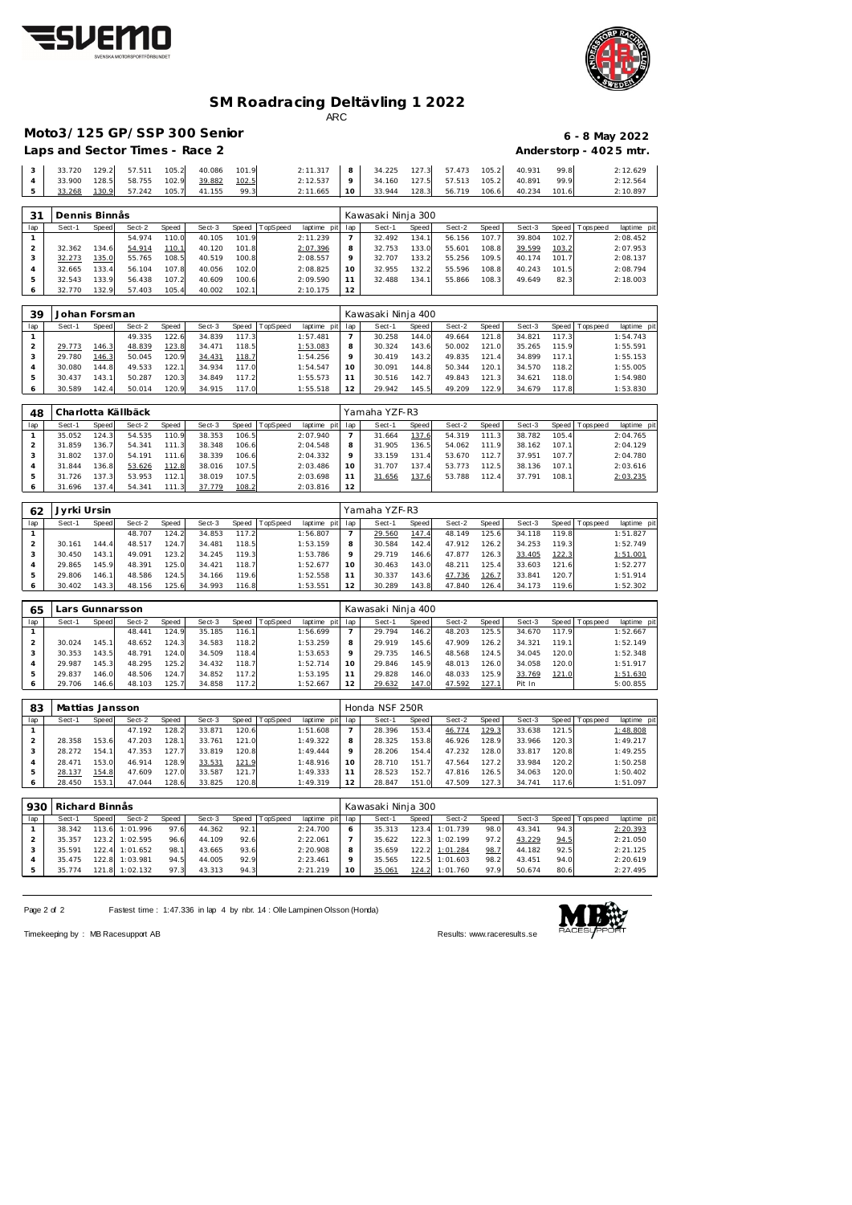# SM Roadracing Deltävling 1 2022

ARC

## Moto3/125 GP/SSP 300 Senior

6 - 8 May 2022

Laps and Sector Times - Race 2

Anderstorp - 4025 mtr.

| lap | Sect-1 | Speed | Sect-2 | Speed | Sect-3 | Speed | TopSpeed | laptime pit | lap | Sect-1 | Speed | Sect-2 | Speed | Sect-3 | Speed | Topspeed | laptime pit |
|---|---|---|---|---|---|---|---|---|---|---|---|---|---|---|---|---|---|
| 3 | 33.720 | 129.2 | 57.511 | 105.2 | 40.086 | 101.9 | | 2:11.317 | 8 | 34.225 | 127.3 | 57.473 | 105.2 | 40.931 | 99.8 | | 2:12.629 |
| 4 | 33.900 | 128.5 | 58.755 | 102.9 | 39.882 | 102.5 | | 2:12.537 | 9 | 34.160 | 127.5 | 57.513 | 105.2 | 40.891 | 99.9 | | 2:12.564 |
| 5 | 33.268 | 130.9 | 57.242 | 105.7 | 41.155 | 99.3 | | 2:11.665 | 10 | 33.944 | 128.3 | 56.719 | 106.6 | 40.234 | 101.6 | | 2:10.897 |

### 31 Dennis Binnås — Kawasaki Ninja 300

| lap | Sect-1 | Speed | Sect-2 | Speed | Sect-3 | Speed | TopSpeed | laptime pit | lap | Sect-1 | Speed | Sect-2 | Speed | Sect-3 | Speed | Topspeed | laptime pit |
|---|---|---|---|---|---|---|---|---|---|---|---|---|---|---|---|---|---|
| 1 | | | 54.974 | 110.0 | 40.105 | 101.9 | | 2:11.239 | 7 | 32.492 | 134.1 | 56.156 | 107.7 | 39.804 | 102.7 | | 2:08.452 |
| 2 | 32.362 | 134.6 | 54.914 | 110.1 | 40.120 | 101.8 | | 2:07.396 | 8 | 32.753 | 133.0 | 55.601 | 108.8 | 39.599 | 103.2 | | 2:07.953 |
| 3 | 32.273 | 135.0 | 55.765 | 108.5 | 40.519 | 100.8 | | 2:08.557 | 9 | 32.707 | 133.2 | 55.256 | 109.5 | 40.174 | 101.7 | | 2:08.137 |
| 4 | 32.665 | 133.4 | 56.104 | 107.8 | 40.056 | 102.0 | | 2:08.825 | 10 | 32.955 | 132.2 | 55.596 | 108.8 | 40.243 | 101.5 | | 2:08.794 |
| 5 | 32.543 | 133.9 | 56.438 | 107.2 | 40.609 | 100.6 | | 2:09.590 | 11 | 32.488 | 134.1 | 55.866 | 108.3 | 49.649 | 82.3 | | 2:18.003 |
| 6 | 32.770 | 132.9 | 57.403 | 105.4 | 40.002 | 102.1 | | 2:10.175 | 12 | | | | | | | | |

### 39 Johan Forsman — Kawasaki Ninja 400

| lap | Sect-1 | Speed | Sect-2 | Speed | Sect-3 | Speed | TopSpeed | laptime pit | lap | Sect-1 | Speed | Sect-2 | Speed | Sect-3 | Speed | Topspeed | laptime pit |
|---|---|---|---|---|---|---|---|---|---|---|---|---|---|---|---|---|---|
| 1 | | | 49.335 | 122.6 | 34.839 | 117.3 | | 1:57.481 | 7 | 30.258 | 144.0 | 49.664 | 121.8 | 34.821 | 117.3 | | 1:54.743 |
| 2 | 29.773 | 146.3 | 48.839 | 123.8 | 34.471 | 118.5 | | 1:53.083 | 8 | 30.324 | 143.6 | 50.002 | 121.0 | 35.265 | 115.9 | | 1:55.591 |
| 3 | 29.780 | 146.3 | 50.045 | 120.9 | 34.431 | 118.7 | | 1:54.256 | 9 | 30.419 | 143.2 | 49.835 | 121.4 | 34.899 | 117.1 | | 1:55.153 |
| 4 | 30.080 | 144.8 | 49.533 | 122.1 | 34.934 | 117.0 | | 1:54.547 | 10 | 30.091 | 144.8 | 50.344 | 120.1 | 34.570 | 118.2 | | 1:55.005 |
| 5 | 30.437 | 143.1 | 50.287 | 120.3 | 34.849 | 117.2 | | 1:55.573 | 11 | 30.516 | 142.7 | 49.843 | 121.3 | 34.621 | 118.0 | | 1:54.980 |
| 6 | 30.589 | 142.4 | 50.014 | 120.9 | 34.915 | 117.0 | | 1:55.518 | 12 | 29.942 | 145.5 | 49.209 | 122.9 | 34.679 | 117.8 | | 1:53.830 |

### 48 Charlotta Källbäck — Yamaha YZF-R3

| lap | Sect-1 | Speed | Sect-2 | Speed | Sect-3 | Speed | TopSpeed | laptime pit | lap | Sect-1 | Speed | Sect-2 | Speed | Sect-3 | Speed | Topspeed | laptime pit |
|---|---|---|---|---|---|---|---|---|---|---|---|---|---|---|---|---|---|
| 1 | 35.052 | 124.3 | 54.535 | 110.9 | 38.353 | 106.5 | | 2:07.940 | 7 | 31.664 | 137.6 | 54.319 | 111.3 | 38.782 | 105.4 | | 2:04.765 |
| 2 | 31.859 | 136.7 | 54.341 | 111.3 | 38.348 | 106.6 | | 2:04.548 | 8 | 31.905 | 136.5 | 54.062 | 111.9 | 38.162 | 107.1 | | 2:04.129 |
| 3 | 31.802 | 137.0 | 54.191 | 111.6 | 38.339 | 106.6 | | 2:04.332 | 9 | 33.159 | 131.4 | 53.670 | 112.7 | 37.951 | 107.7 | | 2:04.780 |
| 4 | 31.844 | 136.8 | 53.626 | 112.8 | 38.016 | 107.5 | | 2:03.486 | 10 | 31.707 | 137.4 | 53.773 | 112.5 | 38.136 | 107.1 | | 2:03.616 |
| 5 | 31.726 | 137.3 | 53.953 | 112.1 | 38.019 | 107.5 | | 2:03.698 | 11 | 31.656 | 137.6 | 53.788 | 112.4 | 37.791 | 108.1 | | 2:03.235 |
| 6 | 31.696 | 137.4 | 54.341 | 111.3 | 37.779 | 108.2 | | 2:03.816 | 12 | | | | | | | | |

### 62 Jyrki Ursin — Yamaha YZF-R3

| lap | Sect-1 | Speed | Sect-2 | Speed | Sect-3 | Speed | TopSpeed | laptime pit | lap | Sect-1 | Speed | Sect-2 | Speed | Sect-3 | Speed | Topspeed | laptime pit |
|---|---|---|---|---|---|---|---|---|---|---|---|---|---|---|---|---|---|
| 1 | | | 48.707 | 124.2 | 34.853 | 117.2 | | 1:56.807 | 7 | 29.560 | 147.4 | 48.149 | 125.6 | 34.118 | 119.8 | | 1:51.827 |
| 2 | 30.161 | 144.4 | 48.517 | 124.7 | 34.481 | 118.5 | | 1:53.159 | 8 | 30.584 | 142.4 | 47.912 | 126.2 | 34.253 | 119.3 | | 1:52.749 |
| 3 | 30.450 | 143.1 | 49.091 | 123.2 | 34.245 | 119.3 | | 1:53.786 | 9 | 29.719 | 146.6 | 47.877 | 126.3 | 33.405 | 122.3 | | 1:51.001 |
| 4 | 29.865 | 145.9 | 48.391 | 125.0 | 34.421 | 118.7 | | 1:52.677 | 10 | 30.463 | 143.0 | 48.211 | 125.4 | 33.603 | 121.6 | | 1:52.277 |
| 5 | 29.806 | 146.1 | 48.586 | 124.5 | 34.166 | 119.6 | | 1:52.558 | 11 | 30.337 | 143.6 | 47.736 | 126.7 | 33.841 | 120.7 | | 1:51.914 |
| 6 | 30.402 | 143.3 | 48.156 | 125.6 | 34.993 | 116.8 | | 1:53.551 | 12 | 30.289 | 143.8 | 47.840 | 126.4 | 34.173 | 119.6 | | 1:52.302 |

### 65 Lars Gunnarsson — Kawasaki Ninja 400

| lap | Sect-1 | Speed | Sect-2 | Speed | Sect-3 | Speed | TopSpeed | laptime pit | lap | Sect-1 | Speed | Sect-2 | Speed | Sect-3 | Speed | Topspeed | laptime pit |
|---|---|---|---|---|---|---|---|---|---|---|---|---|---|---|---|---|---|
| 1 | | | 48.441 | 124.9 | 35.185 | 116.1 | | 1:56.699 | 7 | 29.794 | 146.2 | 48.203 | 125.5 | 34.670 | 117.9 | | 1:52.667 |
| 2 | 30.024 | 145.1 | 48.652 | 124.3 | 34.583 | 118.2 | | 1:53.259 | 8 | 29.919 | 145.6 | 47.909 | 126.2 | 34.321 | 119.1 | | 1:52.149 |
| 3 | 30.353 | 143.5 | 48.791 | 124.0 | 34.509 | 118.4 | | 1:53.653 | 9 | 29.735 | 146.5 | 48.568 | 124.5 | 34.045 | 120.0 | | 1:52.348 |
| 4 | 29.987 | 145.3 | 48.295 | 125.2 | 34.432 | 118.7 | | 1:52.714 | 10 | 29.846 | 145.9 | 48.013 | 126.0 | 34.058 | 120.0 | | 1:51.917 |
| 5 | 29.837 | 146.0 | 48.506 | 124.7 | 34.852 | 117.2 | | 1:53.195 | 11 | 29.828 | 146.0 | 48.033 | 125.9 | 33.769 | 121.0 | | 1:51.630 |
| 6 | 29.706 | 146.6 | 48.103 | 125.7 | 34.858 | 117.2 | | 1:52.667 | 12 | 29.632 | 147.0 | 47.592 | 127.1 | Pit In | | | 5:00.855 |

### 83 Mattias Jansson — Honda NSF 250R

| lap | Sect-1 | Speed | Sect-2 | Speed | Sect-3 | Speed | TopSpeed | laptime pit | lap | Sect-1 | Speed | Sect-2 | Speed | Sect-3 | Speed | Topspeed | laptime pit |
|---|---|---|---|---|---|---|---|---|---|---|---|---|---|---|---|---|---|
| 1 | | | 47.192 | 128.2 | 33.871 | 120.6 | | 1:51.608 | 7 | 28.396 | 153.4 | 46.774 | 129.3 | 33.638 | 121.5 | | 1:48.808 |
| 2 | 28.358 | 153.6 | 47.203 | 128.1 | 33.761 | 121.0 | | 1:49.322 | 8 | 28.325 | 153.8 | 46.926 | 128.9 | 33.966 | 120.3 | | 1:49.217 |
| 3 | 28.272 | 154.1 | 47.353 | 127.7 | 33.819 | 120.8 | | 1:49.444 | 9 | 28.206 | 154.4 | 47.232 | 128.0 | 33.817 | 120.8 | | 1:49.255 |
| 4 | 28.471 | 153.0 | 46.914 | 128.9 | 33.531 | 121.9 | | 1:48.916 | 10 | 28.710 | 151.7 | 47.564 | 127.2 | 33.984 | 120.2 | | 1:50.258 |
| 5 | 28.137 | 154.8 | 47.609 | 127.0 | 33.587 | 121.7 | | 1:49.333 | 11 | 28.523 | 152.7 | 47.816 | 126.5 | 34.063 | 120.0 | | 1:50.402 |
| 6 | 28.450 | 153.1 | 47.044 | 128.6 | 33.825 | 120.8 | | 1:49.319 | 12 | 28.847 | 151.0 | 47.509 | 127.3 | 34.741 | 117.6 | | 1:51.097 |

### 930 Richard Binnås — Kawasaki Ninja 300

| lap | Sect-1 | Speed | Sect-2 | Speed | Sect-3 | Speed | TopSpeed | laptime pit | lap | Sect-1 | Speed | Sect-2 | Speed | Sect-3 | Speed | Topspeed | laptime pit |
|---|---|---|---|---|---|---|---|---|---|---|---|---|---|---|---|---|---|
| 1 | 38.342 | 113.6 | 1:01.996 | 97.6 | 44.362 | 92.1 | | 2:24.700 | 6 | 35.313 | 123.4 | 1:01.739 | 98.0 | 43.341 | 94.3 | | 2:20.393 |
| 2 | 35.357 | 123.2 | 1:02.595 | 96.6 | 44.109 | 92.6 | | 2:22.061 | 7 | 35.622 | 122.3 | 1:02.199 | 97.2 | 43.229 | 94.5 | | 2:21.050 |
| 3 | 35.591 | 122.4 | 1:01.652 | 98.1 | 43.665 | 93.6 | | 2:20.908 | 8 | 35.659 | 122.2 | 1:01.284 | 98.7 | 44.182 | 92.5 | | 2:21.125 |
| 4 | 35.475 | 122.8 | 1:03.981 | 94.5 | 44.005 | 92.9 | | 2:23.461 | 9 | 35.565 | 122.5 | 1:01.603 | 98.2 | 43.451 | 94.0 | | 2:20.619 |
| 5 | 35.774 | 121.8 | 1:02.132 | 97.3 | 43.313 | 94.3 | | 2:21.219 | 10 | 35.061 | 124.2 | 1:01.760 | 97.9 | 50.674 | 80.6 | | 2:27.495 |

Fastest time : 1:47.336 in lap 4 by nbr. 14 : Olle Lampinen Olsson (Honda)

Timekeeping by : MB Racesupport AB

Results: www.raceresults.se